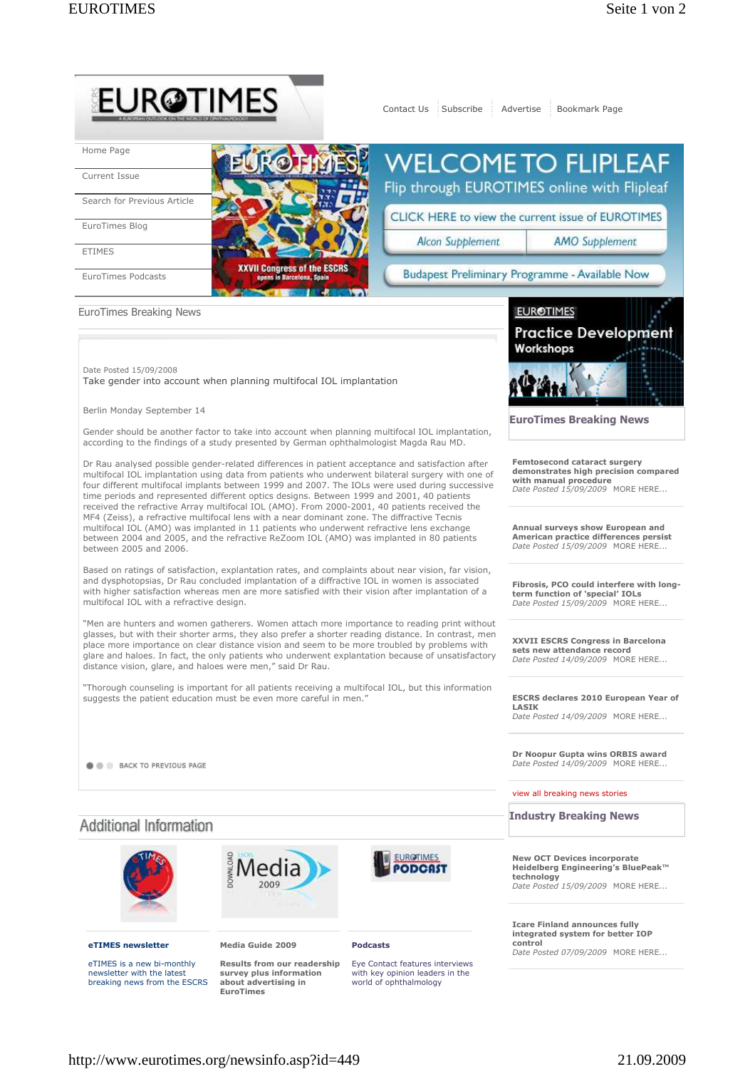Contact Us | Subscribe | Advertise | Bookmark Page

- Home Page
- Current Issue
- Search for Previous Article
- EuroTimes Blog
- ETIMES
- EuroTimes Podcasts

WELCOME TO FLIPLEAF

Flip through EUROTIMES online with Flipleaf

CLICK HERE to view the current issue of EUROTIMES

Alcon Supplement | AMO Supplement

Budapest Preliminary Programme - Available Now

## EuroTimes Breaking News

Date Posted 15/09/2008

### Take gender into account when planning multifocal IOL implantation

Berlin Monday September 14

Gender should be another factor to take into account when planning multifocal IOL implantation, according to the findings of a study presented by German ophthalmologist Magda Rau MD.

Dr Rau analysed possible gender-related differences in patient acceptance and satisfaction after multifocal IOL implantation using data from patients who underwent bilateral surgery with one of four different multifocal implants between 1999 and 2007. The IOLs were used during successive time periods and represented different optics designs. Between 1999 and 2001, 40 patients received the refractive Array multifocal IOL (AMO). From 2000-2001, 40 patients received the MF4 (Zeiss), a refractive multifocal lens with a near dominant zone. The diffractive Tecnis multifocal IOL (AMO) was implanted in 11 patients who underwent refractive lens exchange between 2004 and 2005, and the refractive ReZoom IOL (AMO) was implanted in 80 patients between 2005 and 2006.

Based on ratings of satisfaction, explantation rates, and complaints about near vision, far vision, and dysphotopsias, Dr Rau concluded implantation of a diffractive IOL in women is associated with higher satisfaction whereas men are more satisfied with their vision after implantation of a multifocal IOL with a refractive design.

"Men are hunters and women gatherers. Women attach more importance to reading print without glasses, but with their shorter arms, they also prefer a shorter reading distance. In contrast, men place more importance on clear distance vision and seem to be more troubled by problems with glare and haloes. In fact, the only patients who underwent explantation because of unsatisfactory distance vision, glare, and haloes were men," said Dr Rau.

"Thorough counseling is important for all patients receiving a multifocal IOL, but this information suggests the patient education must be even more careful in men."

BACK TO PREVIOUS PAGE

## Additional Information

**eTIMES newsletter**

eTIMES is a new bi-monthly newsletter with the latest breaking news from the ESCRS

**Media Guide 2009**

Results from our readership survey plus information about advertising in EuroTimes

**Podcasts**

Eye Contact features interviews with key opinion leaders in the world of ophthalmology

EUROTIMES Practice Development Workshops

## EuroTimes Breaking News

**Femtosecond cataract surgery demonstrates high precision compared with manual procedure**
Date Posted 15/09/2009 MORE HERE...

**Annual surveys show European and American practice differences persist**
Date Posted 15/09/2009 MORE HERE...

**Fibrosis, PCO could interfere with long-term function of 'special' IOLs**
Date Posted 15/09/2009 MORE HERE...

**XXVII ESCRS Congress in Barcelona sets new attendance record**
Date Posted 14/09/2009 MORE HERE...

**ESCRS declares 2010 European Year of LASIK**
Date Posted 14/09/2009 MORE HERE...

**Dr Noopur Gupta wins ORBIS award**
Date Posted 14/09/2009 MORE HERE...

view all breaking news stories

## Industry Breaking News

**New OCT Devices incorporate Heidelberg Engineering's BluePeak™ technology**
Date Posted 15/09/2009 MORE HERE...

**Icare Finland announces fully integrated system for better IOP control**
Date Posted 07/09/2009 MORE HERE...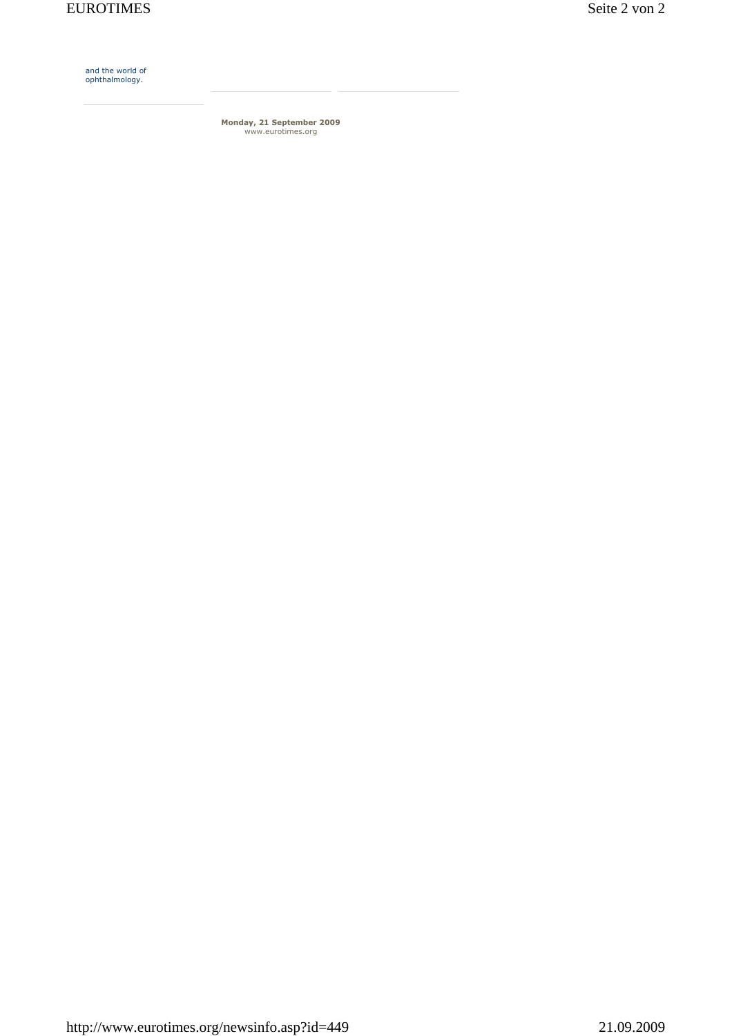and the world of ophthalmology.

**Monday, 21 September 2009**
www.eurotimes.org